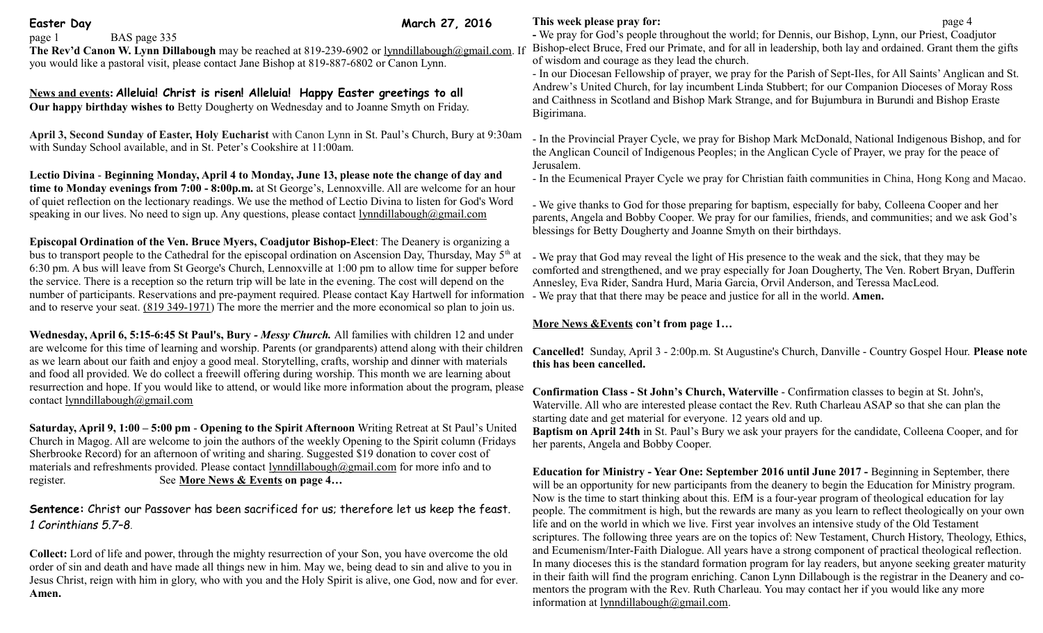**Easter Day** **March 27, 2016**

BAS page 335

**The Rev'd Canon W. Lynn Dillabough** may be reached at 819-239-6902 or lynndillabough@gmail.com. If you would like a pastoral visit, please contact Jane Bishop at 819-887-6802 or Canon Lynn.

**News and events: Alleluia! Christ is risen! Alleluia! Happy Easter greetings to all**

**Our happy birthday wishes to** Betty Dougherty on Wednesday and to Joanne Smyth on Friday.

**April 3, Second Sunday of Easter, Holy Eucharist** with Canon Lynn in St. Paul's Church, Bury at 9:30am with Sunday School available, and in St. Peter's Cookshire at 11:00am.

**Lectio Divina** - **Beginning Monday, April 4 to Monday, June 13, please note the change of day and time to Monday evenings from 7:00 - 8:00p.m.** at St George's, Lennoxville. All are welcome for an hour of quiet reflection on the lectionary readings. We use the method of Lectio Divina to listen for God's Word speaking in our lives. No need to sign up. Any questions, please contact lynndillabough@gmail.com

**Episcopal Ordination of the Ven. Bruce Myers, Coadjutor Bishop-Elect**: The Deanery is organizing a bus to transport people to the Cathedral for the episcopal ordination on Ascension Day, Thursday, May 5th at 6:30 pm. A bus will leave from St George's Church, Lennoxville at 1:00 pm to allow time for supper before the service. There is a reception so the return trip will be late in the evening. The cost will depend on the number of participants. Reservations and pre-payment required. Please contact Kay Hartwell for information and to reserve your seat. (819 349-1971) The more the merrier and the more economical so plan to join us.

**Wednesday, April 6, 5:15-6:45 St Paul's, Bury -** ***Messy Church.*** All families with children 12 and under are welcome for this time of learning and worship. Parents (or grandparents) attend along with their children as we learn about our faith and enjoy a good meal. Storytelling, crafts, worship and dinner with materials and food all provided. We do collect a freewill offering during worship. This month we are learning about resurrection and hope. If you would like to attend, or would like more information about the program, please contact lynndillabough@gmail.com

**Saturday, April 9, 1:00 – 5:00 pm** - **Opening to the Spirit Afternoon** Writing Retreat at St Paul's United Church in Magog. All are welcome to join the authors of the weekly Opening to the Spirit column (Fridays Sherbrooke Record) for an afternoon of writing and sharing. Suggested $19 donation to cover cost of materials and refreshments provided. Please contact lynndillabough@gmail.com for more info and to register. See **More News & Events on page 4…**

**Sentence:** Christ our Passover has been sacrificed for us; therefore let us keep the feast. *1 Corinthians 5.7–8*.

**Collect:** Lord of life and power, through the mighty resurrection of your Son, you have overcome the old order of sin and death and have made all things new in him. May we, being dead to sin and alive to you in Jesus Christ, reign with him in glory, who with you and the Holy Spirit is alive, one God, now and for ever. **Amen.**

**This week please pray for:**

- We pray for God's people throughout the world; for Dennis, our Bishop, Lynn, our Priest, Coadjutor Bishop-elect Bruce, Fred our Primate, and for all in leadership, both lay and ordained. Grant them the gifts of wisdom and courage as they lead the church.
- In our Diocesan Fellowship of prayer, we pray for the Parish of Sept-Iles, for All Saints' Anglican and St. Andrew's United Church, for lay incumbent Linda Stubbert; for our Companion Dioceses of Moray Ross and Caithness in Scotland and Bishop Mark Strange, and for Bujumbura in Burundi and Bishop Eraste Bigirimana.
- In the Provincial Prayer Cycle, we pray for Bishop Mark McDonald, National Indigenous Bishop, and for the Anglican Council of Indigenous Peoples; in the Anglican Cycle of Prayer, we pray for the peace of Jerusalem.
- In the Ecumenical Prayer Cycle we pray for Christian faith communities in China, Hong Kong and Macao.
- We give thanks to God for those preparing for baptism, especially for baby, Colleena Cooper and her parents, Angela and Bobby Cooper. We pray for our families, friends, and communities; and we ask God's blessings for Betty Dougherty and Joanne Smyth on their birthdays.
- We pray that God may reveal the light of His presence to the weak and the sick, that they may be comforted and strengthened, and we pray especially for Joan Dougherty, The Ven. Robert Bryan, Dufferin Annesley, Eva Rider, Sandra Hurd, Maria Garcia, Orvil Anderson, and Teressa MacLeod.
- We pray that that there may be peace and justice for all in the world. **Amen.**

**More News &Events con't from page 1…**

**Cancelled!** Sunday, April 3 - 2:00p.m. St Augustine's Church, Danville - Country Gospel Hour. **Please note this has been cancelled.**

**Confirmation Class - St John's Church, Waterville** - Confirmation classes to begin at St. John's, Waterville. All who are interested please contact the Rev. Ruth Charleau ASAP so that she can plan the starting date and get material for everyone. 12 years old and up.

**Baptism on April 24th** in St. Paul's Bury we ask your prayers for the candidate, Colleena Cooper, and for her parents, Angela and Bobby Cooper.

**Education for Ministry - Year One: September 2016 until June 2017 -** Beginning in September, there will be an opportunity for new participants from the deanery to begin the Education for Ministry program. Now is the time to start thinking about this. EfM is a four-year program of theological education for lay people. The commitment is high, but the rewards are many as you learn to reflect theologically on your own life and on the world in which we live. First year involves an intensive study of the Old Testament scriptures. The following three years are on the topics of: New Testament, Church History, Theology, Ethics, and Ecumenism/Inter-Faith Dialogue. All years have a strong component of practical theological reflection. In many dioceses this is the standard formation program for lay readers, but anyone seeking greater maturity in their faith will find the program enriching. Canon Lynn Dillabough is the registrar in the Deanery and co-mentors the program with the Rev. Ruth Charleau. You may contact her if you would like any more information at lynndillabough@gmail.com.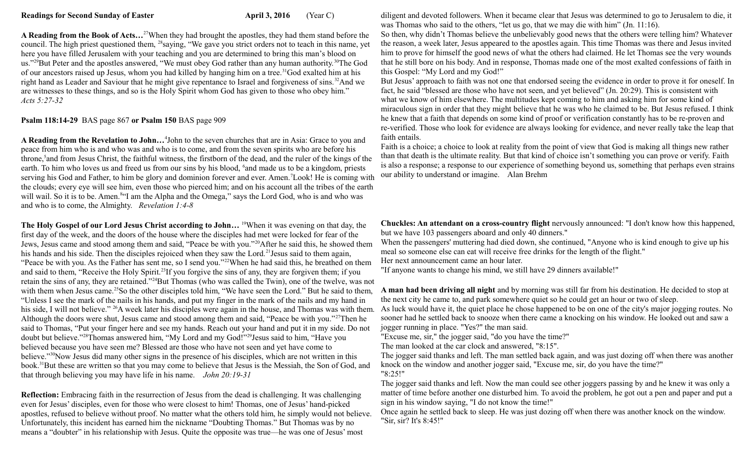**Readings for Second Sunday of Easter** **April 3, 2016** (Year C)

**A Reading from the Book of Acts…**[27]When they had brought the apostles, they had them stand before the council. The high priest questioned them, [28]saying, "We gave you strict orders not to teach in this name, yet here you have filled Jerusalem with your teaching and you are determined to bring this man's blood on us."[29]But Peter and the apostles answered, "We must obey God rather than any human authority.[30]The God of our ancestors raised up Jesus, whom you had killed by hanging him on a tree.[31]God exalted him at his right hand as Leader and Saviour that he might give repentance to Israel and forgiveness of sins.[32]And we are witnesses to these things, and so is the Holy Spirit whom God has given to those who obey him." *Acts 5:27-32*

**Psalm 118:14-29** BAS page 867 **or Psalm 150** BAS page 909

**A Reading from the Revelation to John…**[4]John to the seven churches that are in Asia: Grace to you and peace from him who is and who was and who is to come, and from the seven spirits who are before his throne,[5]and from Jesus Christ, the faithful witness, the firstborn of the dead, and the ruler of the kings of the earth. To him who loves us and freed us from our sins by his blood, [6]and made us to be a kingdom, priests serving his God and Father, to him be glory and dominion forever and ever. Amen.[7]Look! He is coming with the clouds; every eye will see him, even those who pierced him; and on his account all the tribes of the earth will wail. So it is to be. Amen.[8]"I am the Alpha and the Omega," says the Lord God, who is and who was and who is to come, the Almighty. *Revelation 1:4-8*

**The Holy Gospel of our Lord Jesus Christ according to John…** [19]When it was evening on that day, the first day of the week, and the doors of the house where the disciples had met were locked for fear of the Jews, Jesus came and stood among them and said, "Peace be with you."[20]After he said this, he showed them his hands and his side. Then the disciples rejoiced when they saw the Lord.[21]Jesus said to them again, "Peace be with you. As the Father has sent me, so I send you."[22]When he had said this, he breathed on them and said to them, "Receive the Holy Spirit.[23]If you forgive the sins of any, they are forgiven them; if you retain the sins of any, they are retained."[24]But Thomas (who was called the Twin), one of the twelve, was not with them when Jesus came.[25]So the other disciples told him, "We have seen the Lord." But he said to them, "Unless I see the mark of the nails in his hands, and put my finger in the mark of the nails and my hand in his side, I will not believe." [26]A week later his disciples were again in the house, and Thomas was with them. Although the doors were shut, Jesus came and stood among them and said, "Peace be with you."[27]Then he said to Thomas, "Put your finger here and see my hands. Reach out your hand and put it in my side. Do not doubt but believe."[28]Thomas answered him, "My Lord and my God!"[29]Jesus said to him, "Have you believed because you have seen me? Blessed are those who have not seen and yet have come to believe."[30]Now Jesus did many other signs in the presence of his disciples, which are not written in this book.[31]But these are written so that you may come to believe that Jesus is the Messiah, the Son of God, and that through believing you may have life in his name. *John 20:19-31*

**Reflection:** Embracing faith in the resurrection of Jesus from the dead is challenging. It was challenging even for Jesus' disciples, even for those who were closest to him! Thomas, one of Jesus' hand-picked apostles, refused to believe without proof. No matter what the others told him, he simply would not believe. Unfortunately, this incident has earned him the nickname "Doubting Thomas." But Thomas was by no means a "doubter" in his relationship with Jesus. Quite the opposite was true—he was one of Jesus' most diligent and devoted followers. When it became clear that Jesus was determined to go to Jerusalem to die, it was Thomas who said to the others, "let us go, that we may die with him" (Jn. 11:16).

So then, why didn't Thomas believe the unbelievably good news that the others were telling him? Whatever the reason, a week later, Jesus appeared to the apostles again. This time Thomas was there and Jesus invited him to prove for himself the good news of what the others had claimed. He let Thomas see the very wounds that he still bore on his body. And in response, Thomas made one of the most exalted confessions of faith in this Gospel: "My Lord and my God!"

But Jesus' approach to faith was not one that endorsed seeing the evidence in order to prove it for oneself. In fact, he said "blessed are those who have not seen, and yet believed" (Jn. 20:29). This is consistent with what we know of him elsewhere. The multitudes kept coming to him and asking him for some kind of miraculous sign in order that they might believe that he was who he claimed to be. But Jesus refused. I think he knew that a faith that depends on some kind of proof or verification constantly has to be re-proven and re-verified. Those who look for evidence are always looking for evidence, and never really take the leap that faith entails.

Faith is a choice; a choice to look at reality from the point of view that God is making all things new rather than that death is the ultimate reality. But that kind of choice isn't something you can prove or verify. Faith is also a response; a response to our experience of something beyond us, something that perhaps even strains our ability to understand or imagine. Alan Brehm

**Chuckles: An attendant on a cross-country flight** nervously announced: "I don't know how this happened, but we have 103 passengers aboard and only 40 dinners."

When the passengers' muttering had died down, she continued, "Anyone who is kind enough to give up his meal so someone else can eat will receive free drinks for the length of the flight."

Her next announcement came an hour later.

"If anyone wants to change his mind, we still have 29 dinners available!"

**A man had been driving all night** and by morning was still far from his destination. He decided to stop at the next city he came to, and park somewhere quiet so he could get an hour or two of sleep.

As luck would have it, the quiet place he chose happened to be on one of the city's major jogging routes. No sooner had he settled back to snooze when there came a knocking on his window. He looked out and saw a jogger running in place. "Yes?" the man said.

"Excuse me, sir," the jogger said, "do you have the time?"

The man looked at the car clock and answered, "8:15".

The jogger said thanks and left. The man settled back again, and was just dozing off when there was another knock on the window and another jogger said, "Excuse me, sir, do you have the time?"

"8:25!"

The jogger said thanks and left. Now the man could see other joggers passing by and he knew it was only a matter of time before another one disturbed him. To avoid the problem, he got out a pen and paper and put a sign in his window saying, "I do not know the time!"

Once again he settled back to sleep. He was just dozing off when there was another knock on the window. "Sir, sir? It's 8:45!"